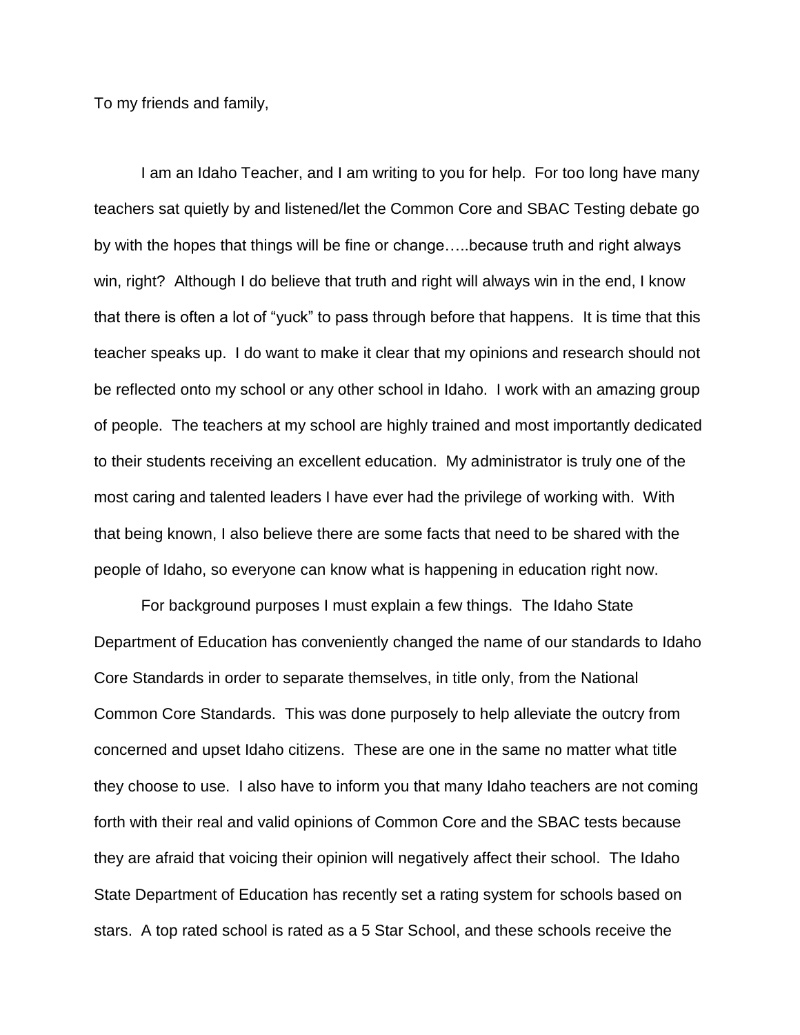To my friends and family,

I am an Idaho Teacher, and I am writing to you for help. For too long have many teachers sat quietly by and listened/let the Common Core and SBAC Testing debate go by with the hopes that things will be fine or change…..because truth and right always win, right? Although I do believe that truth and right will always win in the end, I know that there is often a lot of "yuck" to pass through before that happens. It is time that this teacher speaks up. I do want to make it clear that my opinions and research should not be reflected onto my school or any other school in Idaho. I work with an amazing group of people. The teachers at my school are highly trained and most importantly dedicated to their students receiving an excellent education. My administrator is truly one of the most caring and talented leaders I have ever had the privilege of working with. With that being known, I also believe there are some facts that need to be shared with the people of Idaho, so everyone can know what is happening in education right now.

For background purposes I must explain a few things. The Idaho State Department of Education has conveniently changed the name of our standards to Idaho Core Standards in order to separate themselves, in title only, from the National Common Core Standards. This was done purposely to help alleviate the outcry from concerned and upset Idaho citizens. These are one in the same no matter what title they choose to use. I also have to inform you that many Idaho teachers are not coming forth with their real and valid opinions of Common Core and the SBAC tests because they are afraid that voicing their opinion will negatively affect their school. The Idaho State Department of Education has recently set a rating system for schools based on stars. A top rated school is rated as a 5 Star School, and these schools receive the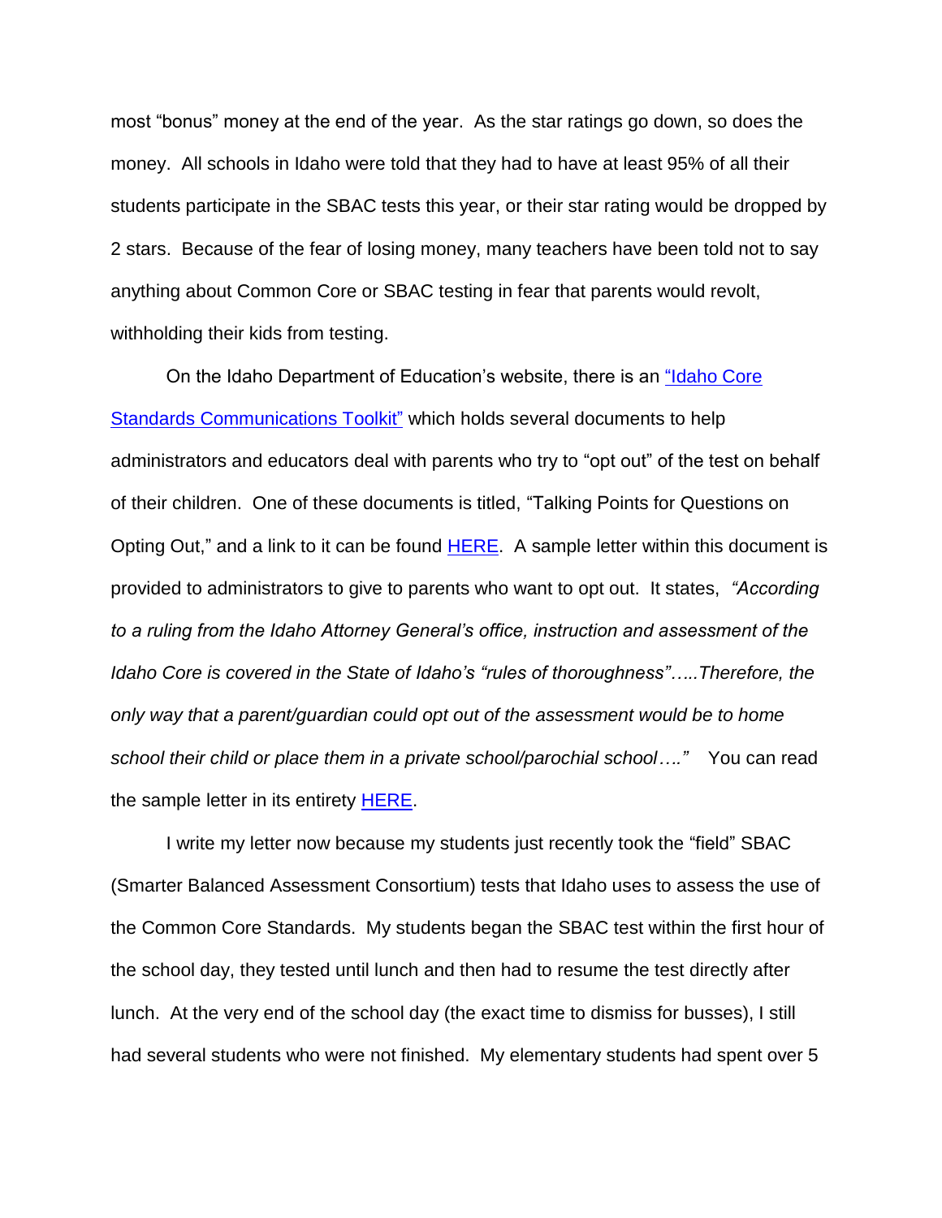most “bonus” money at the end of the year. As the star ratings go down, so does the money. All schools in Idaho were told that they had to have at least 95% of all their students participate in the SBAC tests this year, or their star rating would be dropped by 2 stars. Because of the fear of losing money, many teachers have been told not to say anything about Common Core or SBAC testing in fear that parents would revolt, withholding their kids from testing.

On the Idaho Department of Education’s website, there is an “Idaho Core Standards Communications Toolkit” which holds several documents to help administrators and educators deal with parents who try to “opt out” of the test on behalf of their children. One of these documents is titled, “Talking Points for Questions on Opting Out,” and a link to it can be found HERE. A sample letter within this document is provided to administrators to give to parents who want to opt out. It states, *“According to a ruling from the Idaho Attorney General’s office, instruction and assessment of the Idaho Core is covered in the State of Idaho’s “rules of thoroughness”…..Therefore, the only way that a parent/guardian could opt out of the assessment would be to home school their child or place them in a private school/parochial school…."* You can read the sample letter in its entirety HERE.

I write my letter now because my students just recently took the “field” SBAC (Smarter Balanced Assessment Consortium) tests that Idaho uses to assess the use of the Common Core Standards. My students began the SBAC test within the first hour of the school day, they tested until lunch and then had to resume the test directly after lunch. At the very end of the school day (the exact time to dismiss for busses), I still had several students who were not finished. My elementary students had spent over 5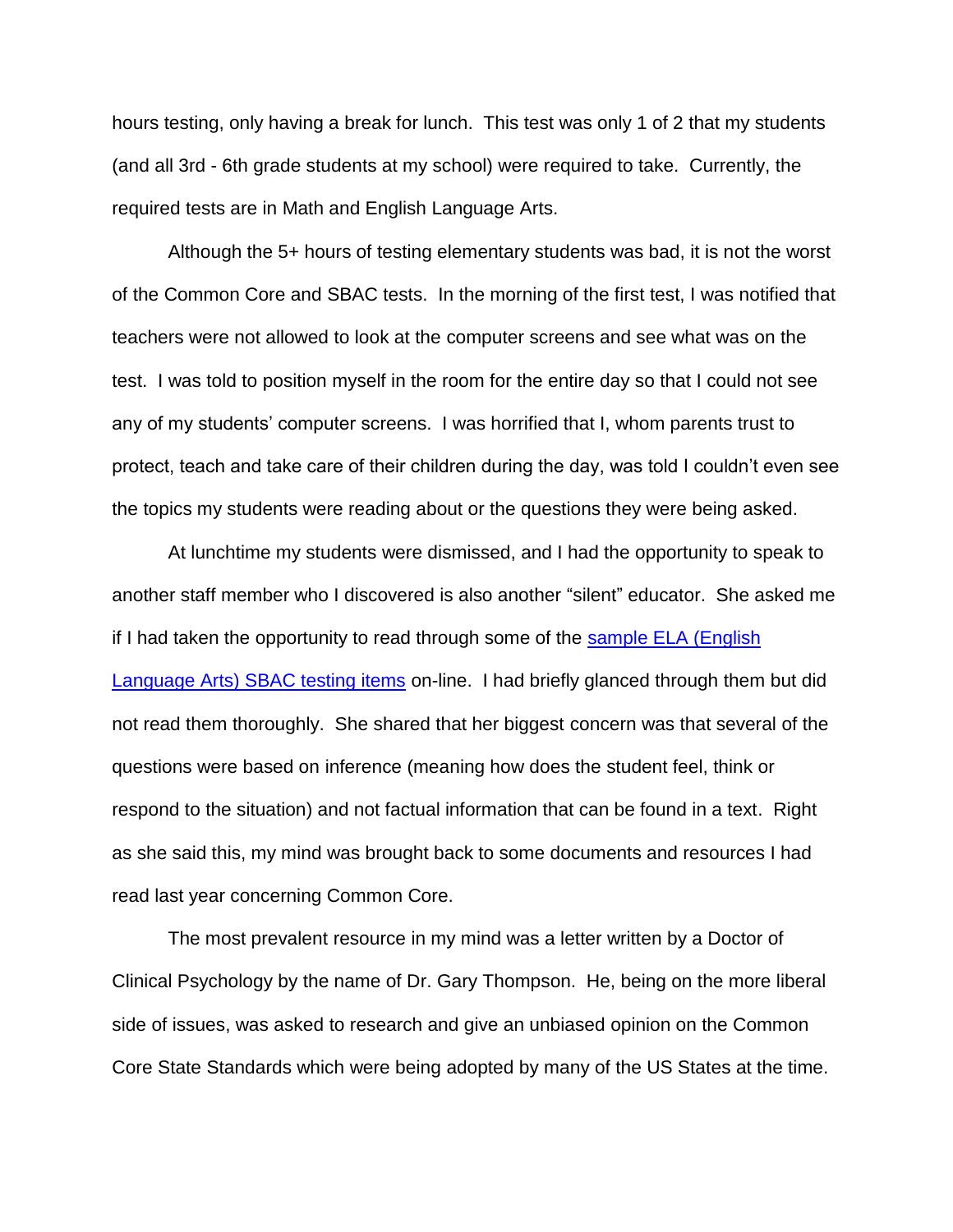hours testing, only having a break for lunch. This test was only 1 of 2 that my students (and all 3rd - 6th grade students at my school) were required to take. Currently, the required tests are in Math and English Language Arts.

Although the 5+ hours of testing elementary students was bad, it is not the worst of the Common Core and SBAC tests. In the morning of the first test, I was notified that teachers were not allowed to look at the computer screens and see what was on the test. I was told to position myself in the room for the entire day so that I could not see any of my students' computer screens. I was horrified that I, whom parents trust to protect, teach and take care of their children during the day, was told I couldn't even see the topics my students were reading about or the questions they were being asked.

At lunchtime my students were dismissed, and I had the opportunity to speak to another staff member who I discovered is also another "silent" educator. She asked me if I had taken the opportunity to read through some of the sample ELA (English Language Arts) SBAC testing items on-line. I had briefly glanced through them but did not read them thoroughly. She shared that her biggest concern was that several of the questions were based on inference (meaning how does the student feel, think or respond to the situation) and not factual information that can be found in a text. Right as she said this, my mind was brought back to some documents and resources I had read last year concerning Common Core.

The most prevalent resource in my mind was a letter written by a Doctor of Clinical Psychology by the name of Dr. Gary Thompson. He, being on the more liberal side of issues, was asked to research and give an unbiased opinion on the Common Core State Standards which were being adopted by many of the US States at the time.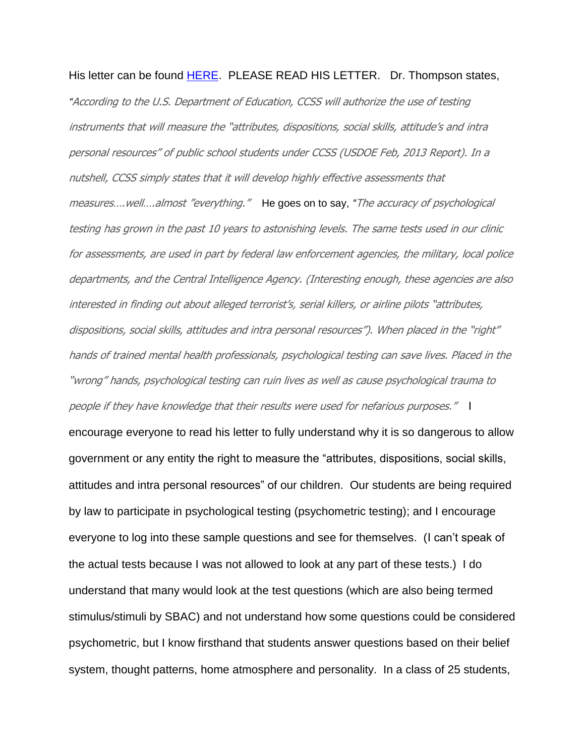His letter can be found HERE. PLEASE READ HIS LETTER. Dr. Thompson states, "*According to the U.S. Department of Education, CCSS will authorize the use of testing instruments that will measure the "attributes, dispositions, social skills, attitude's and intra personal resources" of public school students under CCSS (USDOE Feb, 2013 Report). In a nutshell, CCSS simply states that it will develop highly effective assessments that measures….well….almost "everything."*" He goes on to say, "*The accuracy of psychological testing has grown in the past 10 years to astonishing levels. The same tests used in our clinic for assessments, are used in part by federal law enforcement agencies, the military, local police departments, and the Central Intelligence Agency. (Interesting enough, these agencies are also interested in finding out about alleged terrorist's, serial killers, or airline pilots "attributes, dispositions, social skills, attitudes and intra personal resources"). When placed in the "right" hands of trained mental health professionals, psychological testing can save lives. Placed in the "wrong" hands, psychological testing can ruin lives as well as cause psychological trauma to people if they have knowledge that their results were used for nefarious purposes.*" I encourage everyone to read his letter to fully understand why it is so dangerous to allow government or any entity the right to measure the "attributes, dispositions, social skills, attitudes and intra personal resources" of our children. Our students are being required by law to participate in psychological testing (psychometric testing); and I encourage everyone to log into these sample questions and see for themselves. (I can't speak of the actual tests because I was not allowed to look at any part of these tests.) I do understand that many would look at the test questions (which are also being termed stimulus/stimuli by SBAC) and not understand how some questions could be considered psychometric, but I know firsthand that students answer questions based on their belief system, thought patterns, home atmosphere and personality. In a class of 25 students,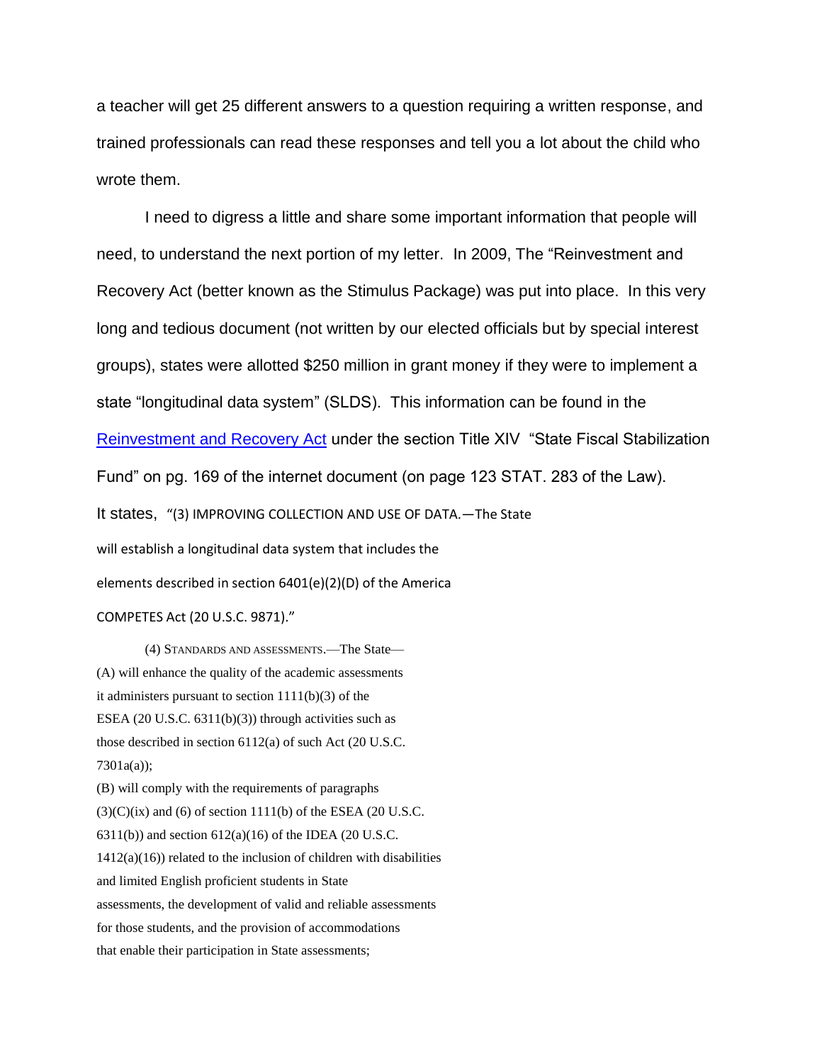a teacher will get 25 different answers to a question requiring a written response, and trained professionals can read these responses and tell you a lot about the child who wrote them.

I need to digress a little and share some important information that people will need, to understand the next portion of my letter. In 2009, The "Reinvestment and Recovery Act (better known as the Stimulus Package) was put into place. In this very long and tedious document (not written by our elected officials but by special interest groups), states were allotted $250 million in grant money if they were to implement a state "longitudinal data system" (SLDS). This information can be found in the Reinvestment and Recovery Act under the section Title XIV "State Fiscal Stabilization Fund" on pg. 169 of the internet document (on page 123 STAT. 283 of the Law). It states, "(3) IMPROVING COLLECTION AND USE OF DATA.—The State will establish a longitudinal data system that includes the elements described in section 6401(e)(2)(D) of the America COMPETES Act (20 U.S.C. 9871)."

(4) STANDARDS AND ASSESSMENTS.—The State—
(A) will enhance the quality of the academic assessments it administers pursuant to section 1111(b)(3) of the ESEA (20 U.S.C. 6311(b)(3)) through activities such as those described in section 6112(a) of such Act (20 U.S.C. 7301a(a));
(B) will comply with the requirements of paragraphs (3)(C)(ix) and (6) of section 1111(b) of the ESEA (20 U.S.C. 6311(b)) and section 612(a)(16) of the IDEA (20 U.S.C. 1412(a)(16)) related to the inclusion of children with disabilities and limited English proficient students in State assessments, the development of valid and reliable assessments for those students, and the provision of accommodations that enable their participation in State assessments;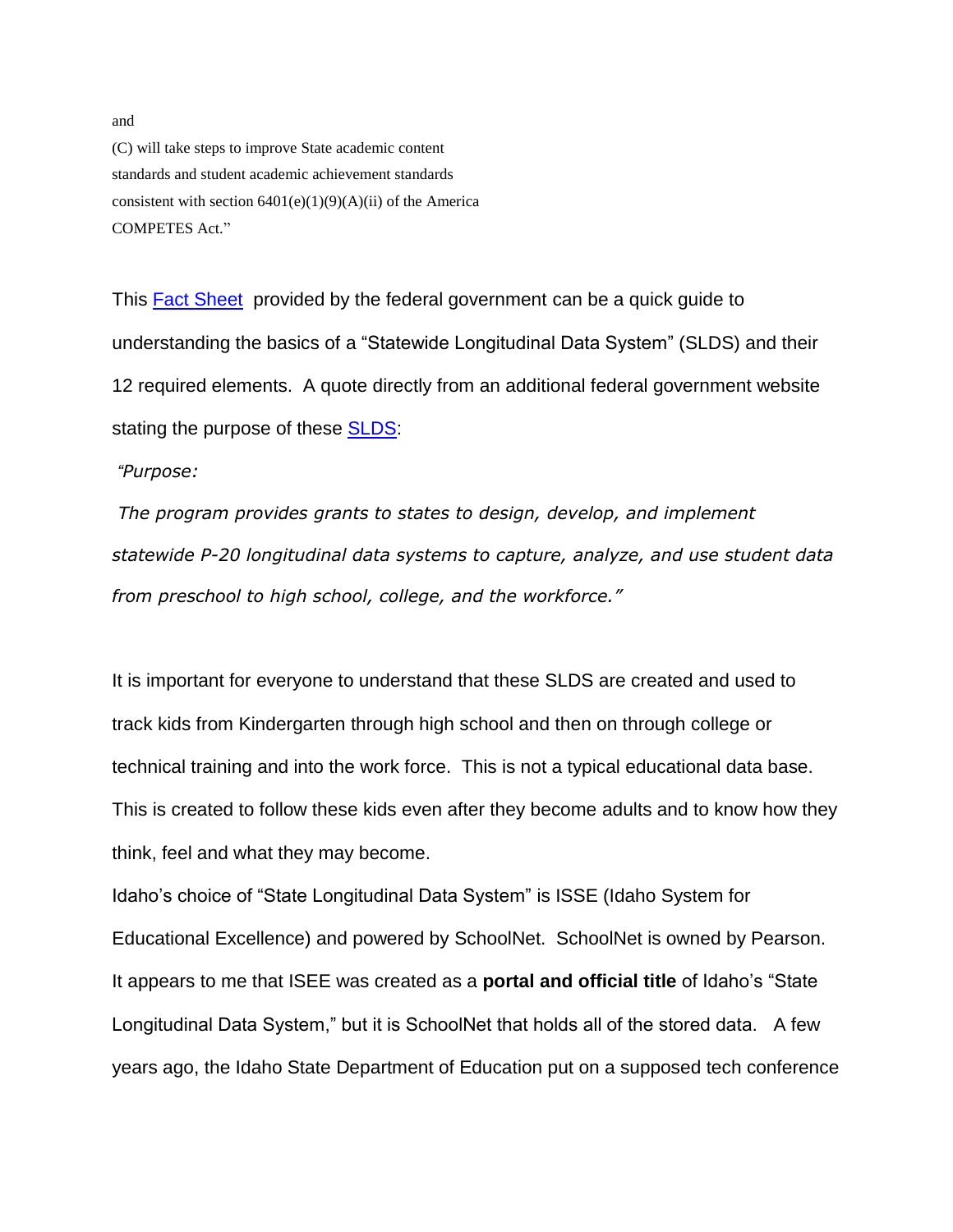and

(C) will take steps to improve State academic content standards and student academic achievement standards consistent with section 6401(e)(1)(9)(A)(ii) of the America COMPETES Act."

This Fact Sheet provided by the federal government can be a quick guide to understanding the basics of a "Statewide Longitudinal Data System" (SLDS) and their 12 required elements. A quote directly from an additional federal government website stating the purpose of these SLDS:

*"Purpose:*

*The program provides grants to states to design, develop, and implement statewide P-20 longitudinal data systems to capture, analyze, and use student data from preschool to high school, college, and the workforce."*

It is important for everyone to understand that these SLDS are created and used to track kids from Kindergarten through high school and then on through college or technical training and into the work force. This is not a typical educational data base. This is created to follow these kids even after they become adults and to know how they think, feel and what they may become.

Idaho's choice of "State Longitudinal Data System" is ISSE (Idaho System for Educational Excellence) and powered by SchoolNet. SchoolNet is owned by Pearson. It appears to me that ISEE was created as a **portal and official title** of Idaho's "State Longitudinal Data System," but it is SchoolNet that holds all of the stored data. A few years ago, the Idaho State Department of Education put on a supposed tech conference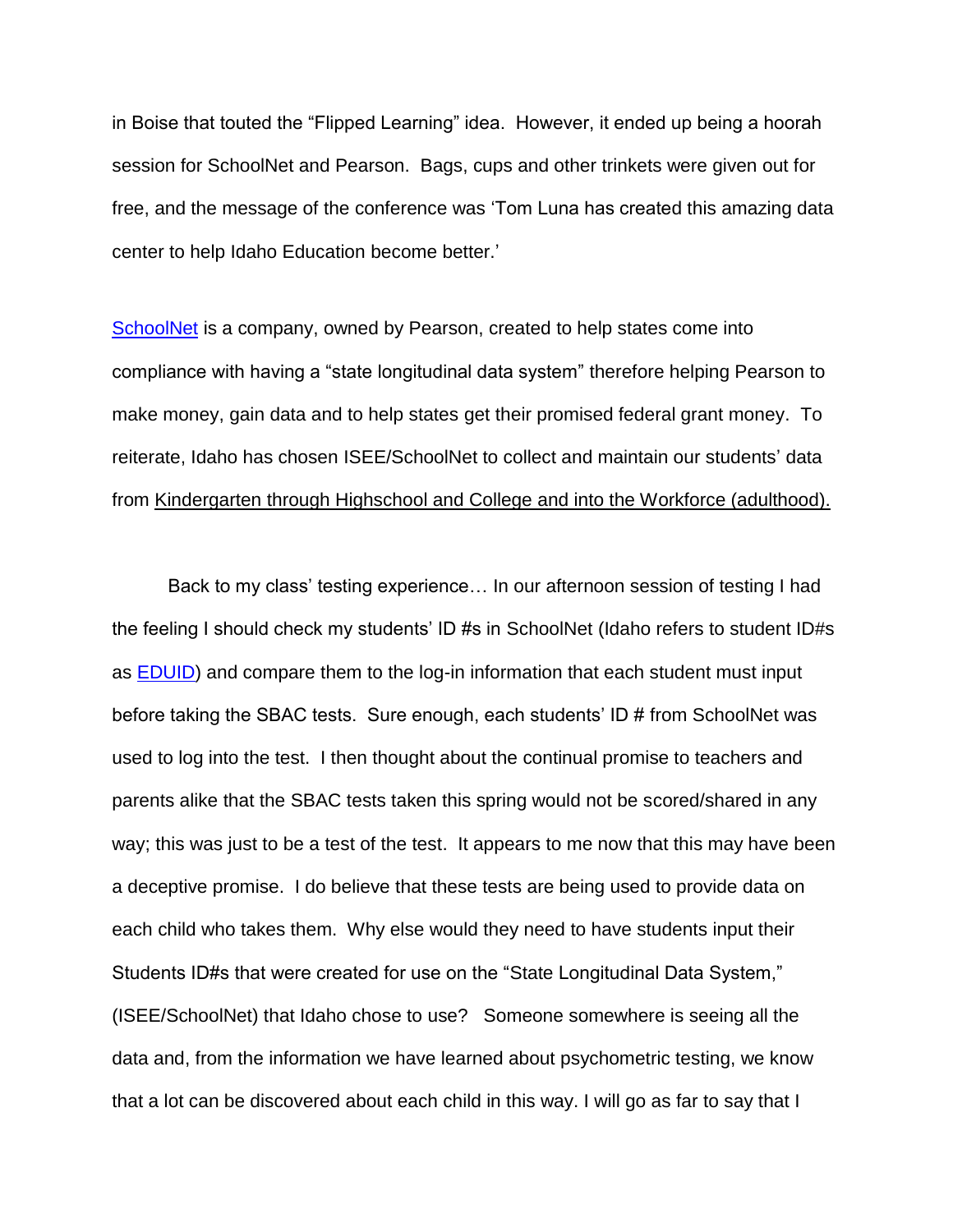in Boise that touted the "Flipped Learning" idea. However, it ended up being a hoorah session for SchoolNet and Pearson. Bags, cups and other trinkets were given out for free, and the message of the conference was 'Tom Luna has created this amazing data center to help Idaho Education become better.'

SchoolNet is a company, owned by Pearson, created to help states come into compliance with having a "state longitudinal data system" therefore helping Pearson to make money, gain data and to help states get their promised federal grant money. To reiterate, Idaho has chosen ISEE/SchoolNet to collect and maintain our students' data from <u>Kindergarten through Highschool and College and into the Workforce (adulthood).</u>

Back to my class' testing experience… In our afternoon session of testing I had the feeling I should check my students' ID #s in SchoolNet (Idaho refers to student ID#s as EDUID) and compare them to the log-in information that each student must input before taking the SBAC tests. Sure enough, each students' ID # from SchoolNet was used to log into the test. I then thought about the continual promise to teachers and parents alike that the SBAC tests taken this spring would not be scored/shared in any way; this was just to be a test of the test. It appears to me now that this may have been a deceptive promise. I do believe that these tests are being used to provide data on each child who takes them. Why else would they need to have students input their Students ID#s that were created for use on the "State Longitudinal Data System," (ISEE/SchoolNet) that Idaho chose to use? Someone somewhere is seeing all the data and, from the information we have learned about psychometric testing, we know that a lot can be discovered about each child in this way. I will go as far to say that I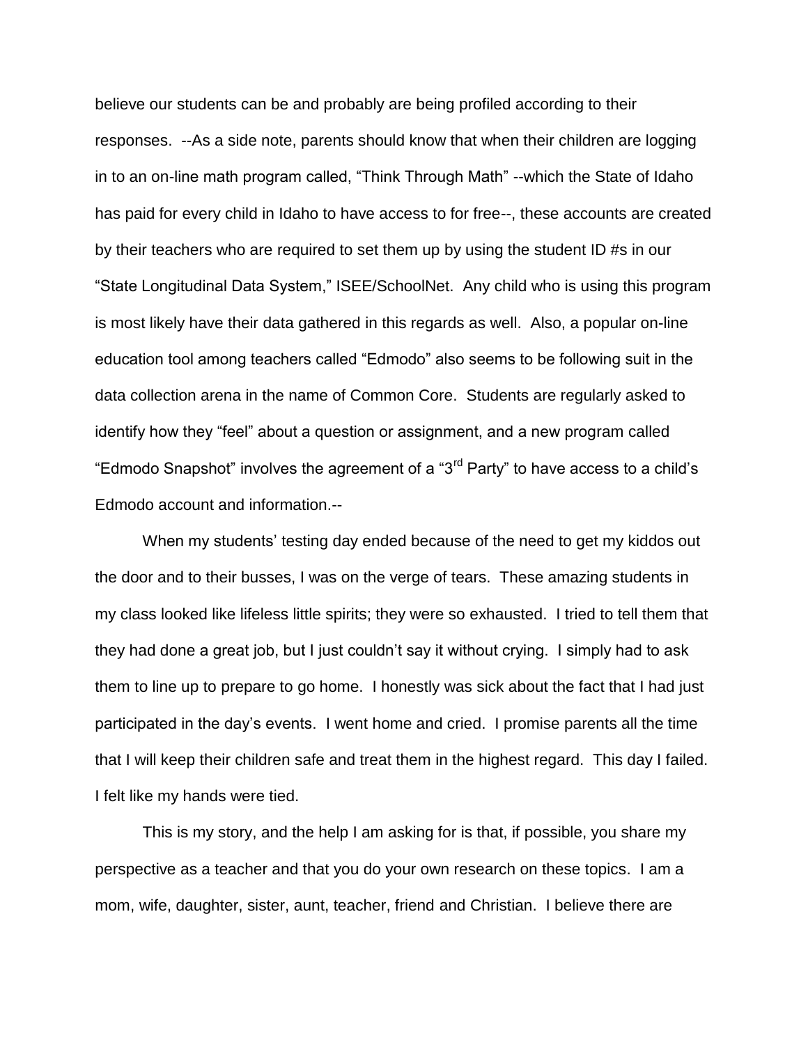believe our students can be and probably are being profiled according to their responses. --As a side note, parents should know that when their children are logging in to an on-line math program called, “Think Through Math” --which the State of Idaho has paid for every child in Idaho to have access to for free--, these accounts are created by their teachers who are required to set them up by using the student ID #s in our “State Longitudinal Data System,” ISEE/SchoolNet. Any child who is using this program is most likely have their data gathered in this regards as well. Also, a popular on-line education tool among teachers called “Edmodo” also seems to be following suit in the data collection arena in the name of Common Core. Students are regularly asked to identify how they “feel” about a question or assignment, and a new program called “Edmodo Snapshot” involves the agreement of a “3rd Party” to have access to a child’s Edmodo account and information.--

When my students’ testing day ended because of the need to get my kiddos out the door and to their busses, I was on the verge of tears. These amazing students in my class looked like lifeless little spirits; they were so exhausted. I tried to tell them that they had done a great job, but I just couldn’t say it without crying. I simply had to ask them to line up to prepare to go home. I honestly was sick about the fact that I had just participated in the day’s events. I went home and cried. I promise parents all the time that I will keep their children safe and treat them in the highest regard. This day I failed. I felt like my hands were tied.

This is my story, and the help I am asking for is that, if possible, you share my perspective as a teacher and that you do your own research on these topics. I am a mom, wife, daughter, sister, aunt, teacher, friend and Christian. I believe there are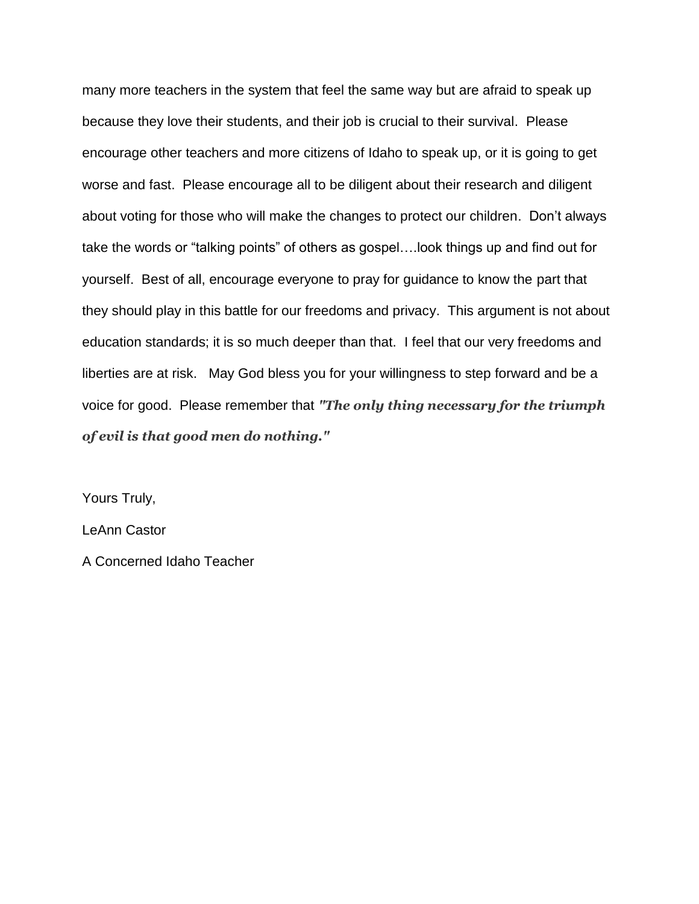many more teachers in the system that feel the same way but are afraid to speak up because they love their students, and their job is crucial to their survival. Please encourage other teachers and more citizens of Idaho to speak up, or it is going to get worse and fast. Please encourage all to be diligent about their research and diligent about voting for those who will make the changes to protect our children. Don't always take the words or "talking points" of others as gospel….look things up and find out for yourself. Best of all, encourage everyone to pray for guidance to know the part that they should play in this battle for our freedoms and privacy. This argument is not about education standards; it is so much deeper than that. I feel that our very freedoms and liberties are at risk. May God bless you for your willingness to step forward and be a voice for good. Please remember that ***"The only thing necessary for the triumph of evil is that good men do nothing."***

Yours Truly,

LeAnn Castor

A Concerned Idaho Teacher